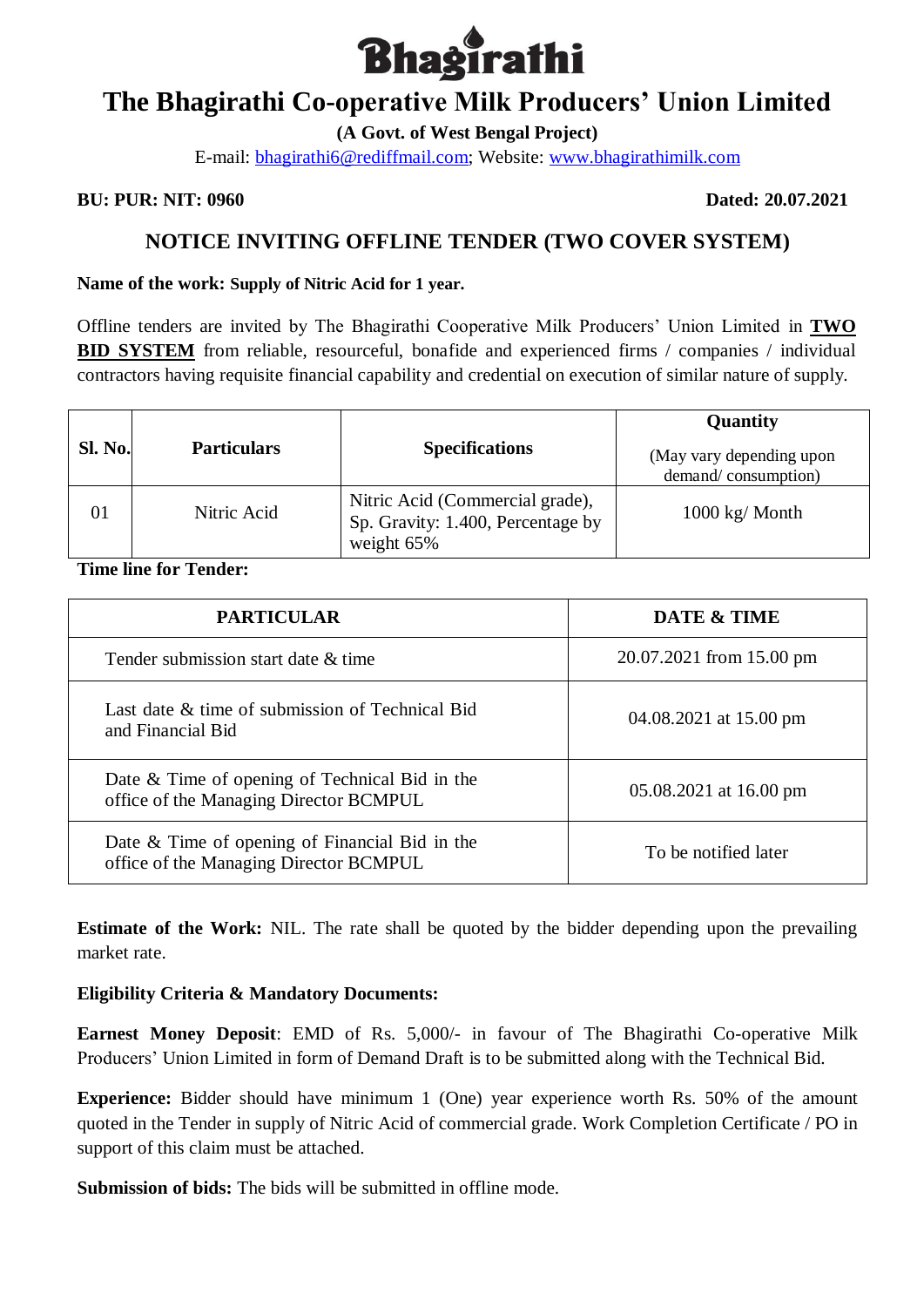# Bhagirathi

# The Bhagirathi Co-operative Milk Producers' Union Limited

**(A Govt. of West Bengal Project)**

E-mail: bhagirathi6@rediffmail.com; Website: www.bhagirathimilk.com

**BU: PUR: NIT: 0960** **Dated: 20.07.2021**

## NOTICE INVITING OFFLINE TENDER (TWO COVER SYSTEM)

**Name of the work: Supply of Nitric Acid for 1 year.**

Offline tenders are invited by The Bhagirathi Cooperative Milk Producers' Union Limited in **TWO BID SYSTEM** from reliable, resourceful, bonafide and experienced firms / companies / individual contractors having requisite financial capability and credential on execution of similar nature of supply.

| Sl. No. | Particulars | Specifications | Quantity (May vary depending upon demand/ consumption) |
|---|---|---|---|
| 01 | Nitric Acid | Nitric Acid (Commercial grade), Sp. Gravity: 1.400, Percentage by weight 65% | 1000 kg/ Month |

**Time line for Tender:**

| PARTICULAR | DATE & TIME |
|---|---|
| Tender submission start date & time | 20.07.2021 from 15.00 pm |
| Last date & time of submission of Technical Bid and Financial Bid | 04.08.2021 at 15.00 pm |
| Date & Time of opening of Technical Bid in the office of the Managing Director BCMPUL | 05.08.2021 at 16.00 pm |
| Date & Time of opening of Financial Bid in the office of the Managing Director BCMPUL | To be notified later |

**Estimate of the Work:** NIL. The rate shall be quoted by the bidder depending upon the prevailing market rate.

**Eligibility Criteria & Mandatory Documents:**

**Earnest Money Deposit**: EMD of Rs. 5,000/- in favour of The Bhagirathi Co-operative Milk Producers' Union Limited in form of Demand Draft is to be submitted along with the Technical Bid.

**Experience:** Bidder should have minimum 1 (One) year experience worth Rs. 50% of the amount quoted in the Tender in supply of Nitric Acid of commercial grade. Work Completion Certificate / PO in support of this claim must be attached.

**Submission of bids:** The bids will be submitted in offline mode.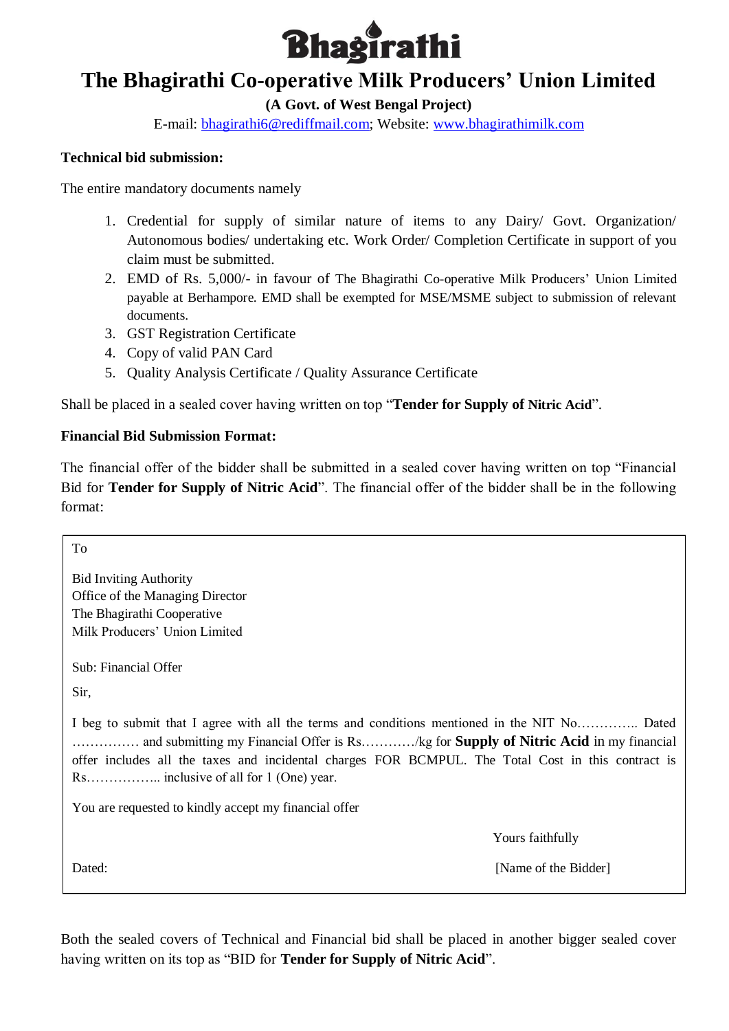# Bhagirathi

# The Bhagirathi Co-operative Milk Producers' Union Limited

**(A Govt. of West Bengal Project)**

E-mail: bhagirathi6@rediffmail.com; Website: www.bhagirathimilk.com

**Technical bid submission:**

The entire mandatory documents namely

1. Credential for supply of similar nature of items to any Dairy/ Govt. Organization/ Autonomous bodies/ undertaking etc. Work Order/ Completion Certificate in support of you claim must be submitted.
2. EMD of Rs. 5,000/- in favour of The Bhagirathi Co-operative Milk Producers' Union Limited payable at Berhampore. EMD shall be exempted for MSE/MSME subject to submission of relevant documents.
3. GST Registration Certificate
4. Copy of valid PAN Card
5. Quality Analysis Certificate / Quality Assurance Certificate

Shall be placed in a sealed cover having written on top "**Tender for Supply of Nitric Acid**".

**Financial Bid Submission Format:**

The financial offer of the bidder shall be submitted in a sealed cover having written on top "Financial Bid for **Tender for Supply of Nitric Acid**". The financial offer of the bidder shall be in the following format:

> To
>
> Bid Inviting Authority
> Office of the Managing Director
> The Bhagirathi Cooperative
> Milk Producers' Union Limited
>
> Sub: Financial Offer
>
> Sir,
>
> I beg to submit that I agree with all the terms and conditions mentioned in the NIT No………….. Dated …………… and submitting my Financial Offer is Rs…………/kg for **Supply of Nitric Acid** in my financial offer includes all the taxes and incidental charges FOR BCMPUL. The Total Cost in this contract is Rs…………….. inclusive of all for 1 (One) year.
>
> You are requested to kindly accept my financial offer
>
> Yours faithfully
>
> Dated: [Name of the Bidder]

Both the sealed covers of Technical and Financial bid shall be placed in another bigger sealed cover having written on its top as "BID for **Tender for Supply of Nitric Acid**".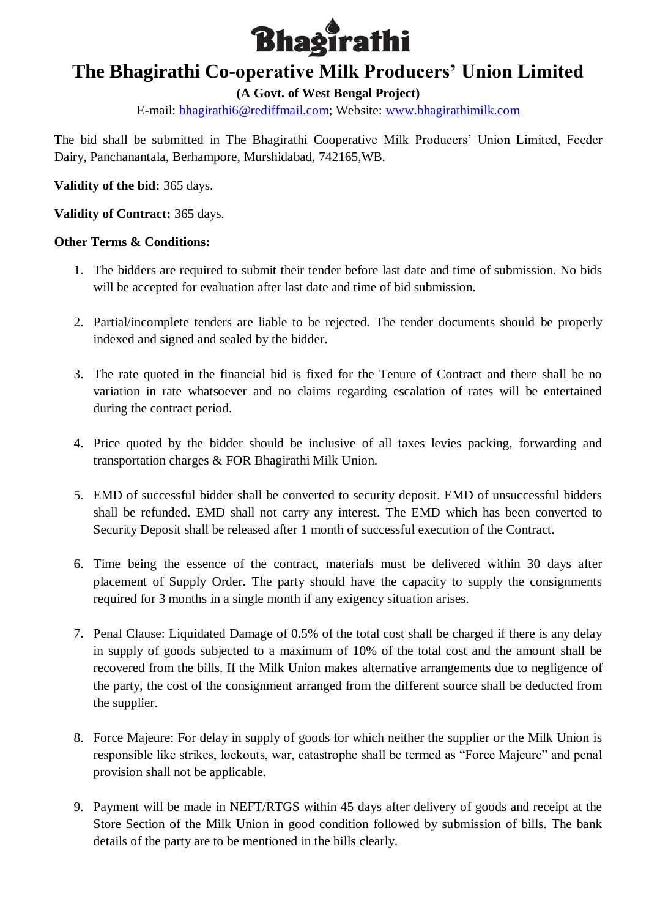# Bhagirathi

# The Bhagirathi Co-operative Milk Producers' Union Limited

**(A Govt. of West Bengal Project)**

E-mail: bhagirathi6@rediffmail.com; Website: www.bhagirathimilk.com

The bid shall be submitted in The Bhagirathi Cooperative Milk Producers' Union Limited, Feeder Dairy, Panchanantala, Berhampore, Murshidabad, 742165,WB.

**Validity of the bid:** 365 days.

**Validity of Contract:** 365 days.

**Other Terms & Conditions:**

1. The bidders are required to submit their tender before last date and time of submission. No bids will be accepted for evaluation after last date and time of bid submission.

2. Partial/incomplete tenders are liable to be rejected. The tender documents should be properly indexed and signed and sealed by the bidder.

3. The rate quoted in the financial bid is fixed for the Tenure of Contract and there shall be no variation in rate whatsoever and no claims regarding escalation of rates will be entertained during the contract period.

4. Price quoted by the bidder should be inclusive of all taxes levies packing, forwarding and transportation charges & FOR Bhagirathi Milk Union.

5. EMD of successful bidder shall be converted to security deposit. EMD of unsuccessful bidders shall be refunded. EMD shall not carry any interest. The EMD which has been converted to Security Deposit shall be released after 1 month of successful execution of the Contract.

6. Time being the essence of the contract, materials must be delivered within 30 days after placement of Supply Order. The party should have the capacity to supply the consignments required for 3 months in a single month if any exigency situation arises.

7. Penal Clause: Liquidated Damage of 0.5% of the total cost shall be charged if there is any delay in supply of goods subjected to a maximum of 10% of the total cost and the amount shall be recovered from the bills. If the Milk Union makes alternative arrangements due to negligence of the party, the cost of the consignment arranged from the different source shall be deducted from the supplier.

8. Force Majeure: For delay in supply of goods for which neither the supplier or the Milk Union is responsible like strikes, lockouts, war, catastrophe shall be termed as "Force Majeure" and penal provision shall not be applicable.

9. Payment will be made in NEFT/RTGS within 45 days after delivery of goods and receipt at the Store Section of the Milk Union in good condition followed by submission of bills. The bank details of the party are to be mentioned in the bills clearly.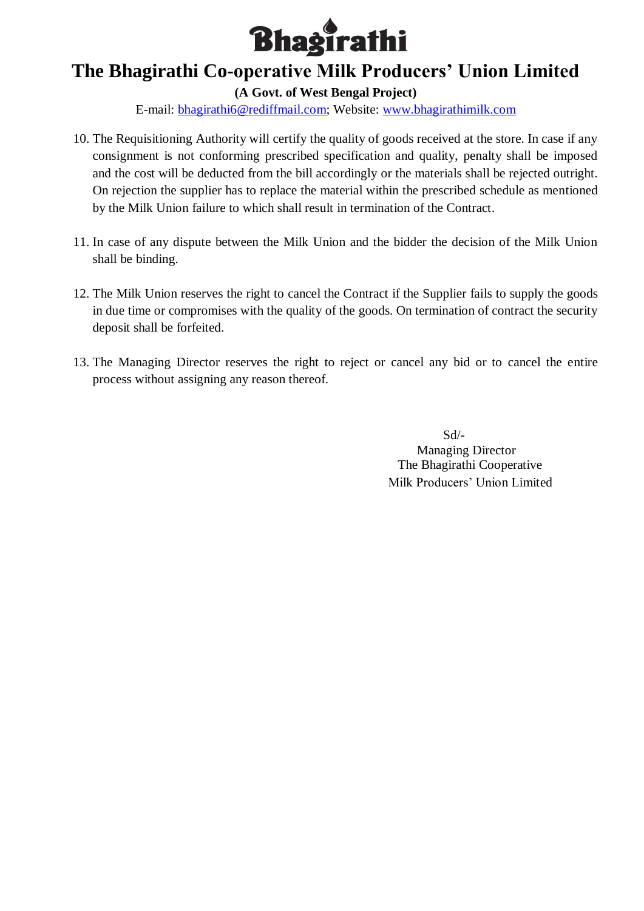# Bhagirathi

# The Bhagirathi Co-operative Milk Producers' Union Limited

**(A Govt. of West Bengal Project)**

E-mail: bhagirathi6@rediffmail.com; Website: www.bhagirathimilk.com

10. The Requisitioning Authority will certify the quality of goods received at the store. In case if any consignment is not conforming prescribed specification and quality, penalty shall be imposed and the cost will be deducted from the bill accordingly or the materials shall be rejected outright. On rejection the supplier has to replace the material within the prescribed schedule as mentioned by the Milk Union failure to which shall result in termination of the Contract.

11. In case of any dispute between the Milk Union and the bidder the decision of the Milk Union shall be binding.

12. The Milk Union reserves the right to cancel the Contract if the Supplier fails to supply the goods in due time or compromises with the quality of the goods. On termination of contract the security deposit shall be forfeited.

13. The Managing Director reserves the right to reject or cancel any bid or to cancel the entire process without assigning any reason thereof.

Sd/-
Managing Director
The Bhagirathi Cooperative
Milk Producers' Union Limited